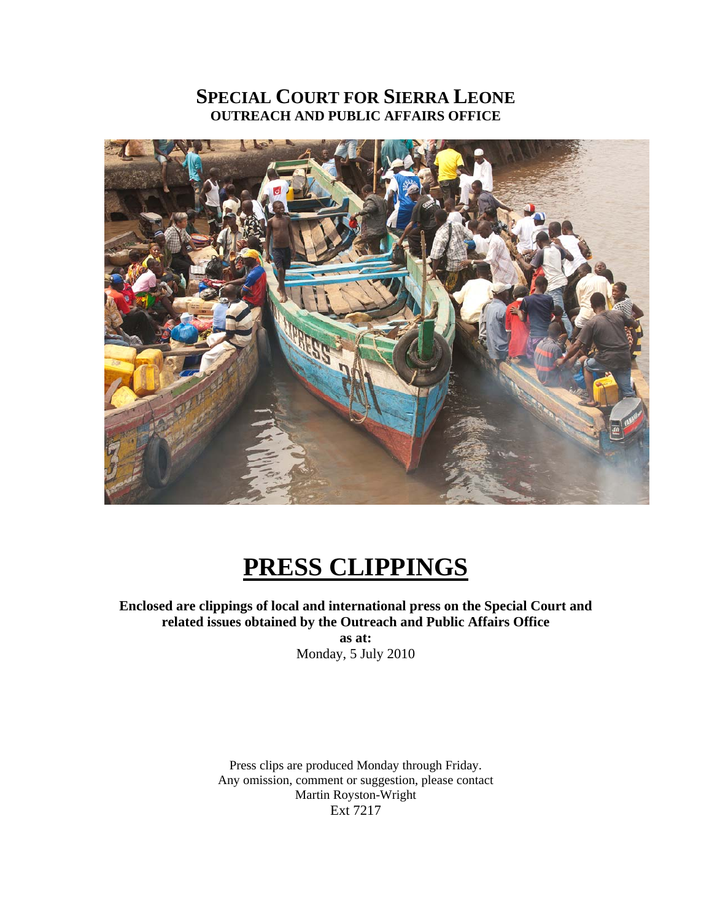# SPECIAL COURT FOR SIERRA LEONE
## OUTREACH AND PUBLIC AFFAIRS OFFICE

# PRESS CLIPPINGS

**Enclosed are clippings of local and international press on the Special Court and related issues obtained by the Outreach and Public Affairs Office**

**as at:**

Monday, 5 July 2010

Press clips are produced Monday through Friday.
Any omission, comment or suggestion, please contact
Martin Royston-Wright
Ext 7217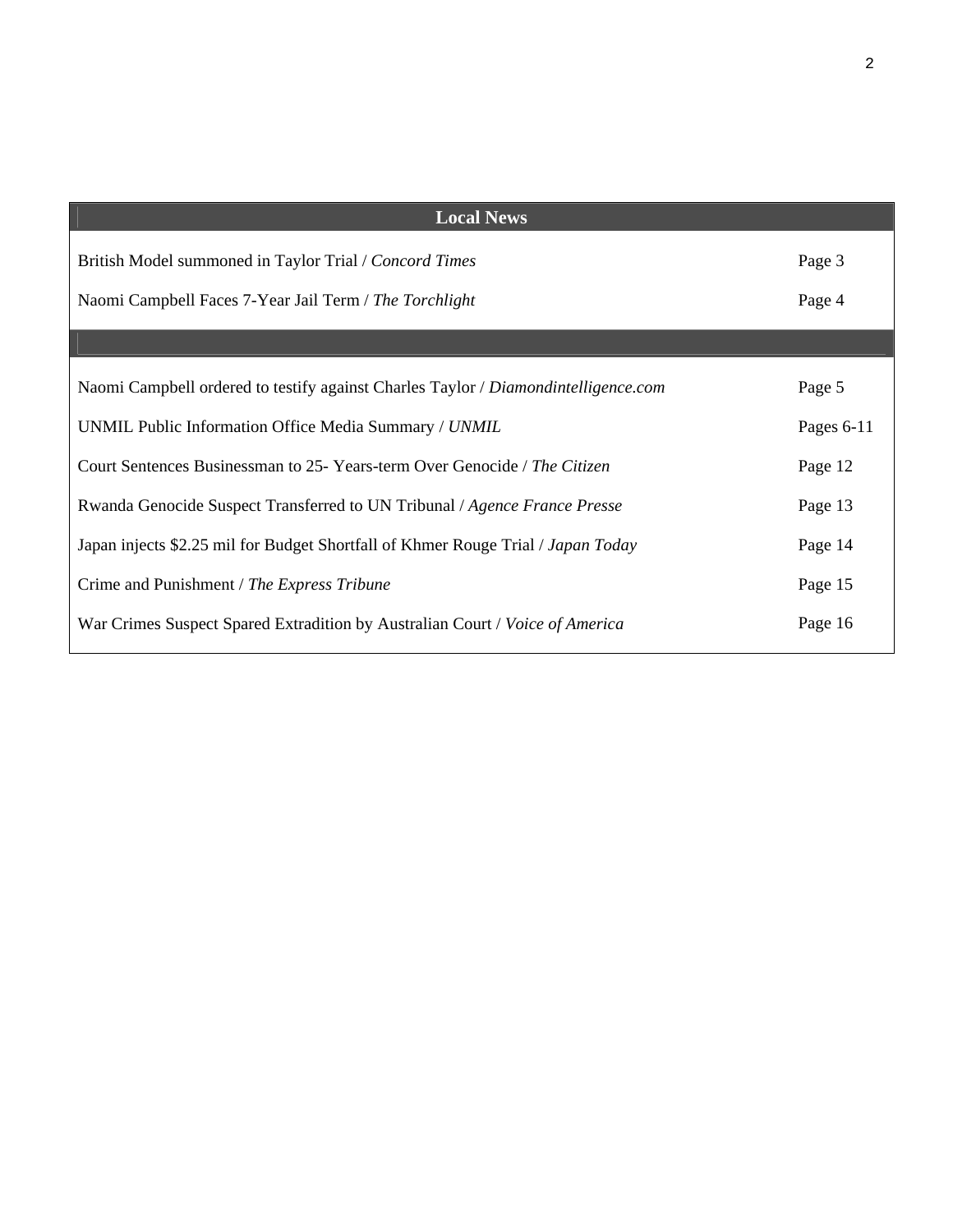| Local News | |
|---|---|
| British Model summoned in Taylor Trial / *Concord Times* | Page 3 |
| Naomi Campbell Faces 7-Year Jail Term / *The Torchlight* | Page 4 |
| | |
| Naomi Campbell ordered to testify against Charles Taylor / *Diamondintelligence.com* | Page 5 |
| UNMIL Public Information Office Media Summary / *UNMIL* | Pages 6-11 |
| Court Sentences Businessman to 25- Years-term Over Genocide / *The Citizen* | Page 12 |
| Rwanda Genocide Suspect Transferred to UN Tribunal / *Agence France Presse* | Page 13 |
| Japan injects $2.25 mil for Budget Shortfall of Khmer Rouge Trial / *Japan Today* | Page 14 |
| Crime and Punishment / *The Express Tribune* | Page 15 |
| War Crimes Suspect Spared Extradition by Australian Court / *Voice of America* | Page 16 |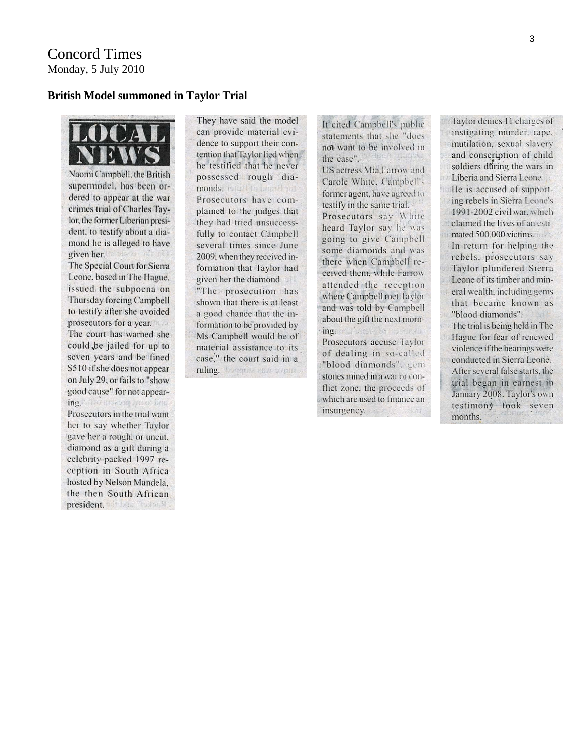Concord Times
Monday, 5 July 2010

**British Model summoned in Taylor Trial**

LOCAL NEWS

Naomi Campbell, the British supermodel, has been ordered to appear at the war crimes trial of Charles Taylor, the former Liberian president, to testify about a diamond he is alleged to have given her.

The Special Court for Sierra Leone, based in The Hague, issued the subpoena on Thursday forcing Campbell to testify after she avoided prosecutors for a year.

The court has warned she could be jailed for up to seven years and be fined $510 if she does not appear on July 29, or fails to "show good cause" for not appearing.

Prosecutors in the trial want her to say whether Taylor gave her a rough, or uncut, diamond as a gift during a celebrity-packed 1997 reception in South Africa hosted by Nelson Mandela, the then South African president.

They have said the model can provide material evidence to support their contention that Taylor lied when he testified that he never possessed rough diamonds.

Prosecutors have complained to the judges that they had tried unsuccessfully to contact Campbell several times since June 2009, when they received information that Taylor had given her the diamond.

"The prosecution has shown that there is at least a good chance that the information to be provided by Ms Campbell would be of material assistance to its case," the court said in a ruling.

It cited Campbell's public statements that she "does not want to be involved in the case".

US actress Mia Farrow and Carole White, Campbell's former agent, have agreed to testify in the same trial.

Prosecutors say White heard Taylor say he was going to give Campbell some diamonds and was there when Campbell received them, while Farrow attended the reception where Campbell met Taylor and was told by Campbell about the gift the next morning.

Prosecutors accuse Taylor of dealing in so-called "blood diamonds", gem stones mined in a war or conflict zone, the proceeds of which are used to finance an insurgency.

Taylor denies 11 charges of instigating murder, rape, mutilation, sexual slavery and conscription of child soldiers during the wars in Liberia and Sierra Leone.

He is accused of supporting rebels in Sierra Leone's 1991-2002 civil war, which claimed the lives of an estimated 500,000 victims.

In return for helping the rebels, prosecutors say Taylor plundered Sierra Leone of its timber and mineral wealth, including gems that became known as "blood diamonds".

The trial is being held in The Hague for fear of renewed violence if the hearings were conducted in Sierra Leone.

After several false starts, the trial began in earnest in January 2008. Taylor's own testimony took seven months.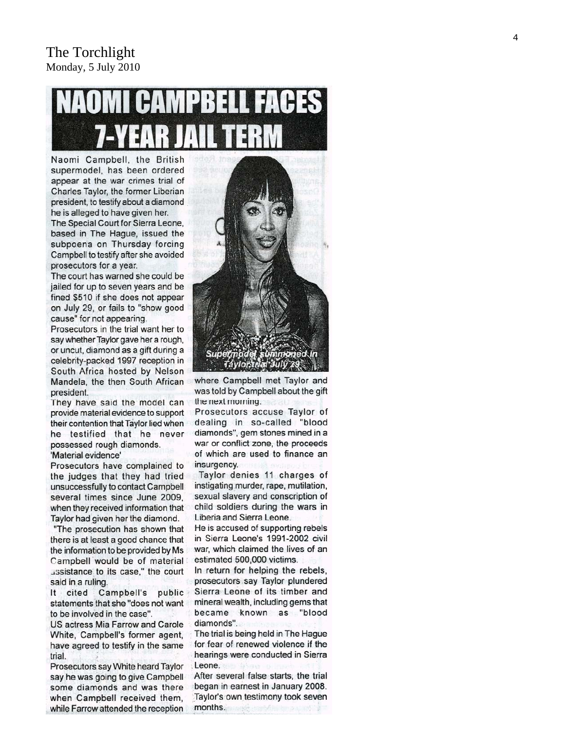The Torchlight
Monday, 5 July 2010

# NAOMI CAMPBELL FACES 7-YEAR JAIL TERM

Naomi Campbell, the British supermodel, has been ordered appear at the war crimes trial of Charles Taylor, the former Liberian president, to testify about a diamond he is alleged to have given her.

The Special Court for Sierra Leone, based in The Hague, issued the subpoena on Thursday forcing Campbell to testify after she avoided prosecutors for a year.

The court has warned she could be jailed for up to seven years and be fined $510 if she does not appear on July 29, or fails to "show good cause" for not appearing.

Prosecutors in the trial want her to say whether Taylor gave her a rough, or uncut, diamond as a gift during a celebrity-packed 1997 reception in South Africa hosted by Nelson Mandela, the then South African president.

They have said the model can provide material evidence to support their contention that Taylor lied when he testified that he never possessed rough diamonds.

'Material evidence'

Prosecutors have complained to the judges that they had tried unsuccessfully to contact Campbell several times since June 2009, when they received information that Taylor had given her the diamond.

"The prosecution has shown that there is at least a good chance that the information to be provided by Ms Campbell would be of material assistance to its case," the court said in a ruling.

It cited Campbell's public statements that she "does not want to be involved in the case".

US actress Mia Farrow and Carole White, Campbell's former agent, have agreed to testify in the same trial.

Prosecutors say White heard Taylor say he was going to give Campbell some diamonds and was there when Campbell received them, while Farrow attended the reception where Campbell met Taylor and was told by Campbell about the gift the next morning.

Supermodel summoned in Taylor trial July 29

Prosecutors accuse Taylor of dealing in so-called "blood diamonds", gem stones mined in a war or conflict zone, the proceeds of which are used to finance an insurgency.

Taylor denies 11 charges of instigating murder, rape, mutilation, sexual slavery and conscription of child soldiers during the wars in Liberia and Sierra Leone.

He is accused of supporting rebels in Sierra Leone's 1991-2002 civil war, which claimed the lives of an estimated 500,000 victims.

In return for helping the rebels, prosecutors say Taylor plundered Sierra Leone of its timber and mineral wealth, including gems that became known as "blood diamonds".

The trial is being held in The Hague for fear of renewed violence if the hearings were conducted in Sierra Leone.

After several false starts, the trial began in earnest in January 2008. Taylor's own testimony took seven months.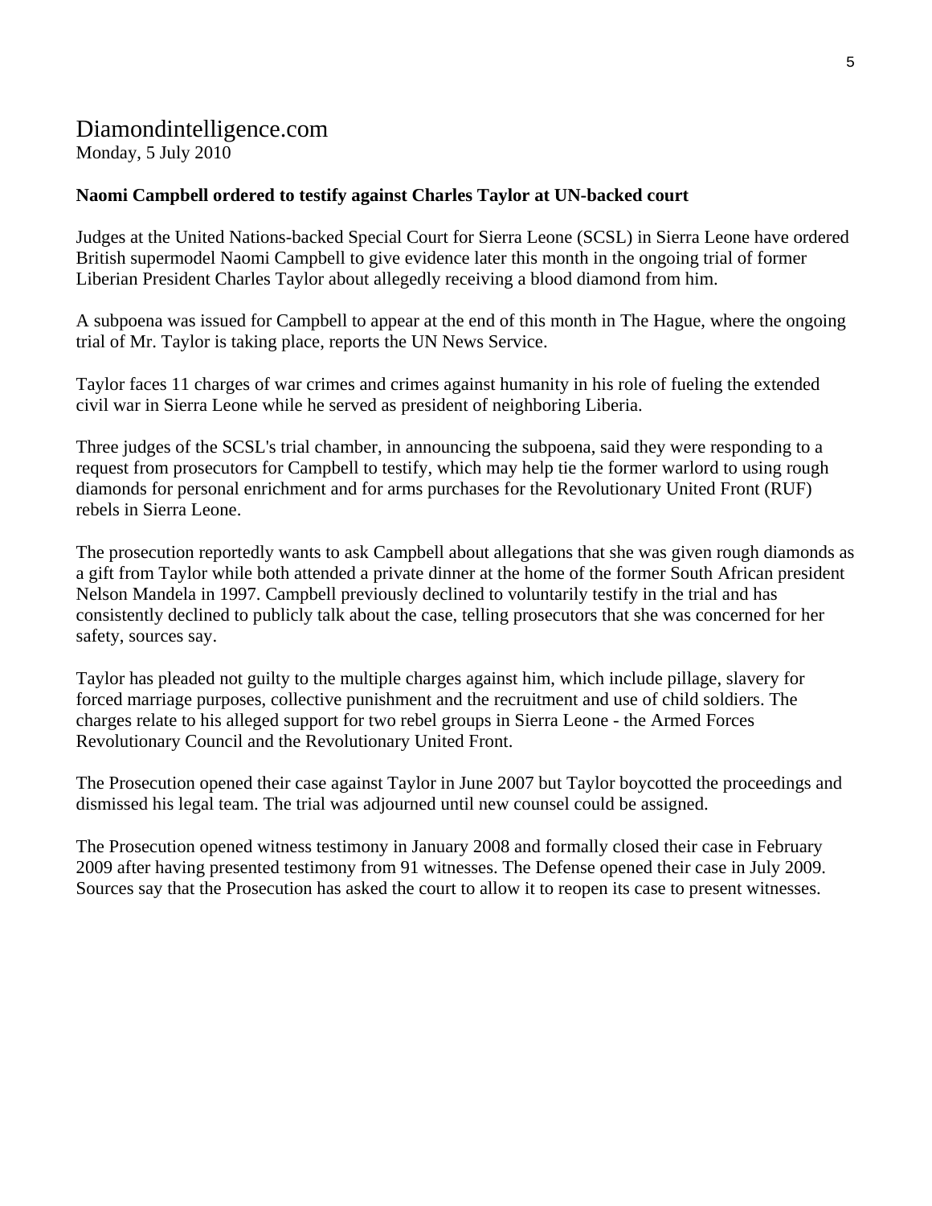Diamondintelligence.com
Monday, 5 July 2010

**Naomi Campbell ordered to testify against Charles Taylor at UN-backed court**

Judges at the United Nations-backed Special Court for Sierra Leone (SCSL) in Sierra Leone have ordered British supermodel Naomi Campbell to give evidence later this month in the ongoing trial of former Liberian President Charles Taylor about allegedly receiving a blood diamond from him.

A subpoena was issued for Campbell to appear at the end of this month in The Hague, where the ongoing trial of Mr. Taylor is taking place, reports the UN News Service.

Taylor faces 11 charges of war crimes and crimes against humanity in his role of fueling the extended civil war in Sierra Leone while he served as president of neighboring Liberia.

Three judges of the SCSL's trial chamber, in announcing the subpoena, said they were responding to a request from prosecutors for Campbell to testify, which may help tie the former warlord to using rough diamonds for personal enrichment and for arms purchases for the Revolutionary United Front (RUF) rebels in Sierra Leone.

The prosecution reportedly wants to ask Campbell about allegations that she was given rough diamonds as a gift from Taylor while both attended a private dinner at the home of the former South African president Nelson Mandela in 1997. Campbell previously declined to voluntarily testify in the trial and has consistently declined to publicly talk about the case, telling prosecutors that she was concerned for her safety, sources say.

Taylor has pleaded not guilty to the multiple charges against him, which include pillage, slavery for forced marriage purposes, collective punishment and the recruitment and use of child soldiers. The charges relate to his alleged support for two rebel groups in Sierra Leone - the Armed Forces Revolutionary Council and the Revolutionary United Front.

The Prosecution opened their case against Taylor in June 2007 but Taylor boycotted the proceedings and dismissed his legal team. The trial was adjourned until new counsel could be assigned.

The Prosecution opened witness testimony in January 2008 and formally closed their case in February 2009 after having presented testimony from 91 witnesses. The Defense opened their case in July 2009. Sources say that the Prosecution has asked the court to allow it to reopen its case to present witnesses.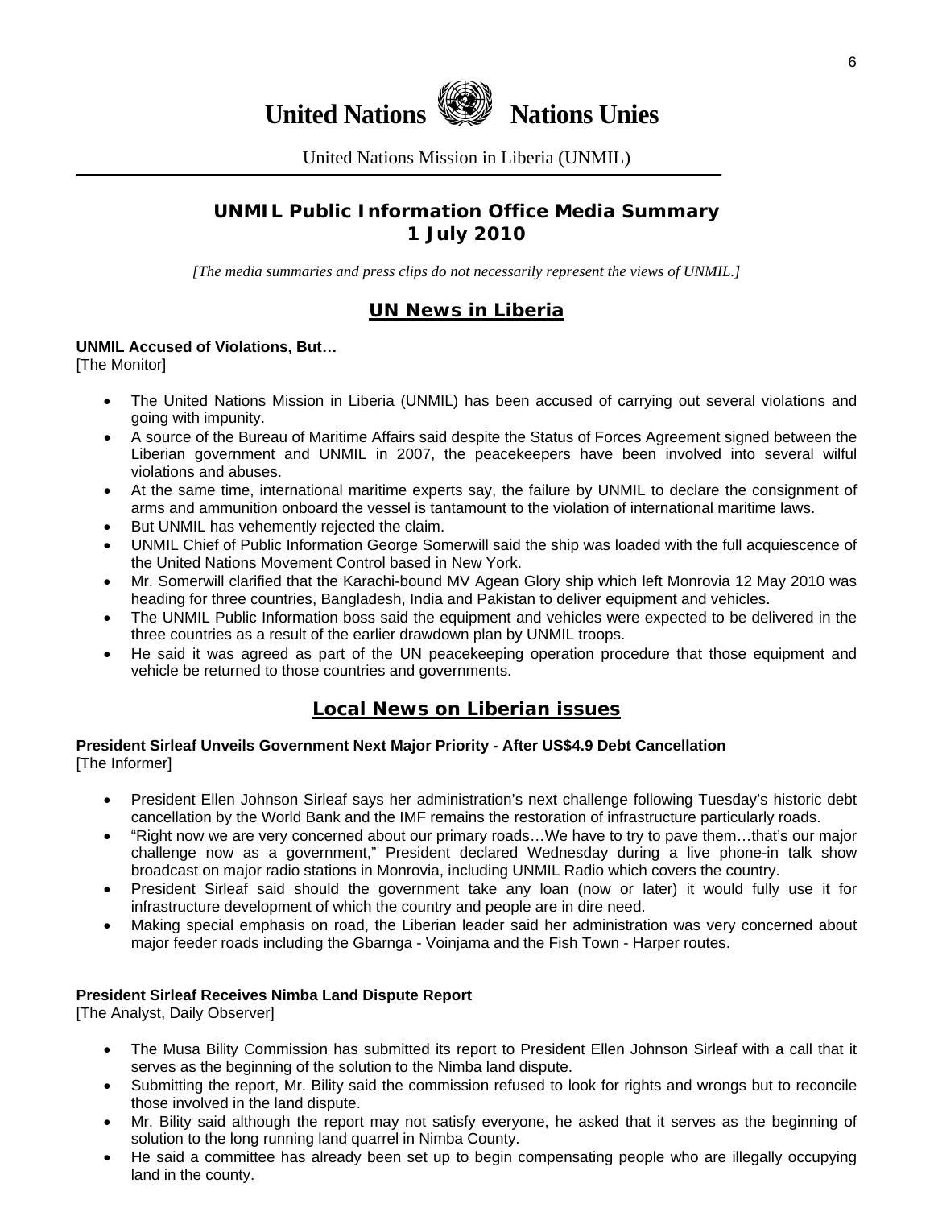# United Nations Nations Unies

United Nations Mission in Liberia (UNMIL)

## UNMIL Public Information Office Media Summary
## 1 July 2010

*[The media summaries and press clips do not necessarily represent the views of UNMIL.]*

## UN News in Liberia

**UNMIL Accused of Violations, But…**
[The Monitor]

- The United Nations Mission in Liberia (UNMIL) has been accused of carrying out several violations and going with impunity.
- A source of the Bureau of Maritime Affairs said despite the Status of Forces Agreement signed between the Liberian government and UNMIL in 2007, the peacekeepers have been involved into several wilful violations and abuses.
- At the same time, international maritime experts say, the failure by UNMIL to declare the consignment of arms and ammunition onboard the vessel is tantamount to the violation of international maritime laws.
- But UNMIL has vehemently rejected the claim.
- UNMIL Chief of Public Information George Somerwill said the ship was loaded with the full acquiescence of the United Nations Movement Control based in New York.
- Mr. Somerwill clarified that the Karachi-bound MV Agean Glory ship which left Monrovia 12 May 2010 was heading for three countries, Bangladesh, India and Pakistan to deliver equipment and vehicles.
- The UNMIL Public Information boss said the equipment and vehicles were expected to be delivered in the three countries as a result of the earlier drawdown plan by UNMIL troops.
- He said it was agreed as part of the UN peacekeeping operation procedure that those equipment and vehicle be returned to those countries and governments.

## Local News on Liberian issues

**President Sirleaf Unveils Government Next Major Priority - After US$4.9 Debt Cancellation**
[The Informer]

- President Ellen Johnson Sirleaf says her administration's next challenge following Tuesday's historic debt cancellation by the World Bank and the IMF remains the restoration of infrastructure particularly roads.
- "Right now we are very concerned about our primary roads…We have to try to pave them…that's our major challenge now as a government," President declared Wednesday during a live phone-in talk show broadcast on major radio stations in Monrovia, including UNMIL Radio which covers the country.
- President Sirleaf said should the government take any loan (now or later) it would fully use it for infrastructure development of which the country and people are in dire need.
- Making special emphasis on road, the Liberian leader said her administration was very concerned about major feeder roads including the Gbarnga - Voinjama and the Fish Town - Harper routes.

**President Sirleaf Receives Nimba Land Dispute Report**
[The Analyst, Daily Observer]

- The Musa Bility Commission has submitted its report to President Ellen Johnson Sirleaf with a call that it serves as the beginning of the solution to the Nimba land dispute.
- Submitting the report, Mr. Bility said the commission refused to look for rights and wrongs but to reconcile those involved in the land dispute.
- Mr. Bility said although the report may not satisfy everyone, he asked that it serves as the beginning of solution to the long running land quarrel in Nimba County.
- He said a committee has already been set up to begin compensating people who are illegally occupying land in the county.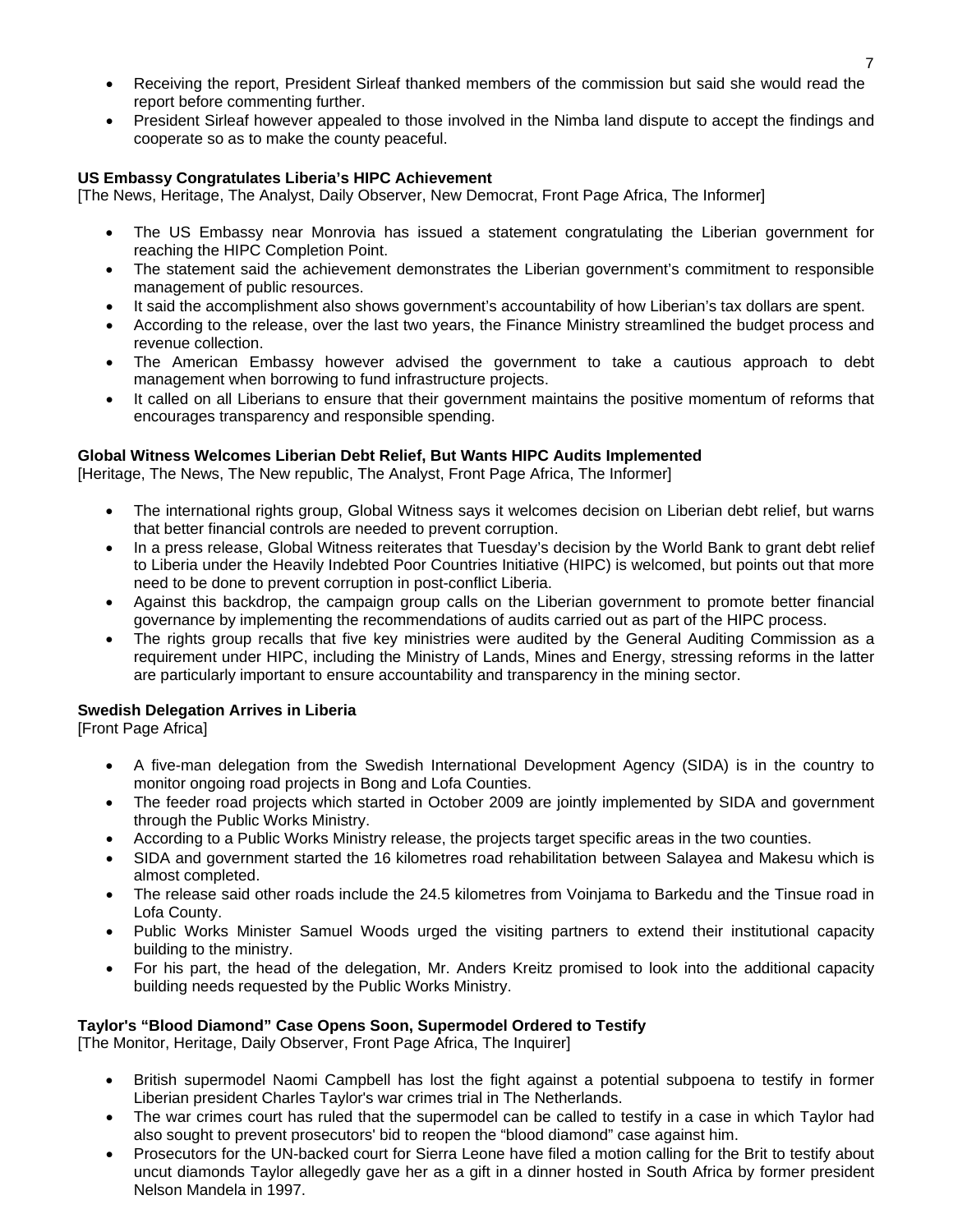- Receiving the report, President Sirleaf thanked members of the commission but said she would read the report before commenting further.
- President Sirleaf however appealed to those involved in the Nimba land dispute to accept the findings and cooperate so as to make the county peaceful.

**US Embassy Congratulates Liberia's HIPC Achievement**
[The News, Heritage, The Analyst, Daily Observer, New Democrat, Front Page Africa, The Informer]

- The US Embassy near Monrovia has issued a statement congratulating the Liberian government for reaching the HIPC Completion Point.
- The statement said the achievement demonstrates the Liberian government's commitment to responsible management of public resources.
- It said the accomplishment also shows government's accountability of how Liberian's tax dollars are spent.
- According to the release, over the last two years, the Finance Ministry streamlined the budget process and revenue collection.
- The American Embassy however advised the government to take a cautious approach to debt management when borrowing to fund infrastructure projects.
- It called on all Liberians to ensure that their government maintains the positive momentum of reforms that encourages transparency and responsible spending.

**Global Witness Welcomes Liberian Debt Relief, But Wants HIPC Audits Implemented**
[Heritage, The News, The New republic, The Analyst, Front Page Africa, The Informer]

- The international rights group, Global Witness says it welcomes decision on Liberian debt relief, but warns that better financial controls are needed to prevent corruption.
- In a press release, Global Witness reiterates that Tuesday's decision by the World Bank to grant debt relief to Liberia under the Heavily Indebted Poor Countries Initiative (HIPC) is welcomed, but points out that more need to be done to prevent corruption in post-conflict Liberia.
- Against this backdrop, the campaign group calls on the Liberian government to promote better financial governance by implementing the recommendations of audits carried out as part of the HIPC process.
- The rights group recalls that five key ministries were audited by the General Auditing Commission as a requirement under HIPC, including the Ministry of Lands, Mines and Energy, stressing reforms in the latter are particularly important to ensure accountability and transparency in the mining sector.

**Swedish Delegation Arrives in Liberia**
[Front Page Africa]

- A five-man delegation from the Swedish International Development Agency (SIDA) is in the country to monitor ongoing road projects in Bong and Lofa Counties.
- The feeder road projects which started in October 2009 are jointly implemented by SIDA and government through the Public Works Ministry.
- According to a Public Works Ministry release, the projects target specific areas in the two counties.
- SIDA and government started the 16 kilometres road rehabilitation between Salayea and Makesu which is almost completed.
- The release said other roads include the 24.5 kilometres from Voinjama to Barkedu and the Tinsue road in Lofa County.
- Public Works Minister Samuel Woods urged the visiting partners to extend their institutional capacity building to the ministry.
- For his part, the head of the delegation, Mr. Anders Kreitz promised to look into the additional capacity building needs requested by the Public Works Ministry.

**Taylor's "Blood Diamond" Case Opens Soon, Supermodel Ordered to Testify**
[The Monitor, Heritage, Daily Observer, Front Page Africa, The Inquirer]

- British supermodel Naomi Campbell has lost the fight against a potential subpoena to testify in former Liberian president Charles Taylor's war crimes trial in The Netherlands.
- The war crimes court has ruled that the supermodel can be called to testify in a case in which Taylor had also sought to prevent prosecutors' bid to reopen the "blood diamond" case against him.
- Prosecutors for the UN-backed court for Sierra Leone have filed a motion calling for the Brit to testify about uncut diamonds Taylor allegedly gave her as a gift in a dinner hosted in South Africa by former president Nelson Mandela in 1997.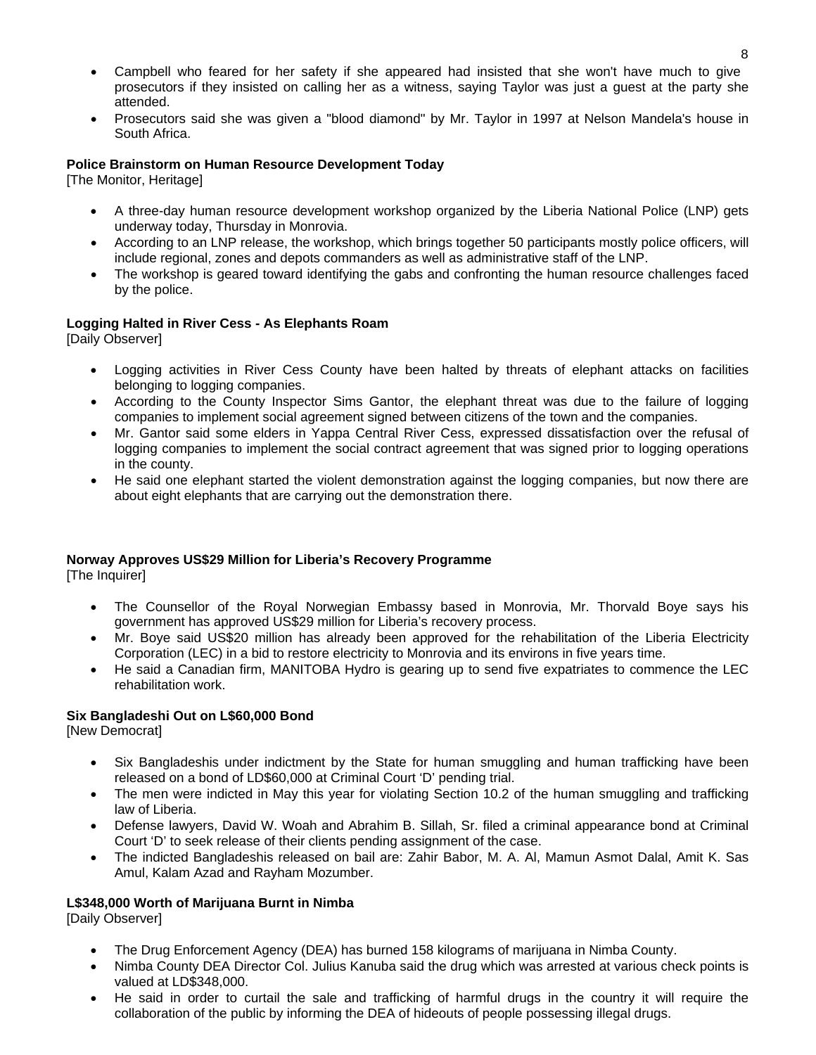- Campbell who feared for her safety if she appeared had insisted that she won't have much to give prosecutors if they insisted on calling her as a witness, saying Taylor was just a guest at the party she attended.
- Prosecutors said she was given a "blood diamond" by Mr. Taylor in 1997 at Nelson Mandela's house in South Africa.

**Police Brainstorm on Human Resource Development Today**
[The Monitor, Heritage]

- A three-day human resource development workshop organized by the Liberia National Police (LNP) gets underway today, Thursday in Monrovia.
- According to an LNP release, the workshop, which brings together 50 participants mostly police officers, will include regional, zones and depots commanders as well as administrative staff of the LNP.
- The workshop is geared toward identifying the gabs and confronting the human resource challenges faced by the police.

**Logging Halted in River Cess - As Elephants Roam**
[Daily Observer]

- Logging activities in River Cess County have been halted by threats of elephant attacks on facilities belonging to logging companies.
- According to the County Inspector Sims Gantor, the elephant threat was due to the failure of logging companies to implement social agreement signed between citizens of the town and the companies.
- Mr. Gantor said some elders in Yappa Central River Cess, expressed dissatisfaction over the refusal of logging companies to implement the social contract agreement that was signed prior to logging operations in the county.
- He said one elephant started the violent demonstration against the logging companies, but now there are about eight elephants that are carrying out the demonstration there.

**Norway Approves US$29 Million for Liberia's Recovery Programme**
[The Inquirer]

- The Counsellor of the Royal Norwegian Embassy based in Monrovia, Mr. Thorvald Boye says his government has approved US$29 million for Liberia's recovery process.
- Mr. Boye said US$20 million has already been approved for the rehabilitation of the Liberia Electricity Corporation (LEC) in a bid to restore electricity to Monrovia and its environs in five years time.
- He said a Canadian firm, MANITOBA Hydro is gearing up to send five expatriates to commence the LEC rehabilitation work.

**Six Bangladeshi Out on L$60,000 Bond**
[New Democrat]

- Six Bangladeshis under indictment by the State for human smuggling and human trafficking have been released on a bond of LD$60,000 at Criminal Court 'D' pending trial.
- The men were indicted in May this year for violating Section 10.2 of the human smuggling and trafficking law of Liberia.
- Defense lawyers, David W. Woah and Abrahim B. Sillah, Sr. filed a criminal appearance bond at Criminal Court 'D' to seek release of their clients pending assignment of the case.
- The indicted Bangladeshis released on bail are: Zahir Babor, M. A. Al, Mamun Asmot Dalal, Amit K. Sas Amul, Kalam Azad and Rayham Mozumber.

**L$348,000 Worth of Marijuana Burnt in Nimba**
[Daily Observer]

- The Drug Enforcement Agency (DEA) has burned 158 kilograms of marijuana in Nimba County.
- Nimba County DEA Director Col. Julius Kanuba said the drug which was arrested at various check points is valued at LD$348,000.
- He said in order to curtail the sale and trafficking of harmful drugs in the country it will require the collaboration of the public by informing the DEA of hideouts of people possessing illegal drugs.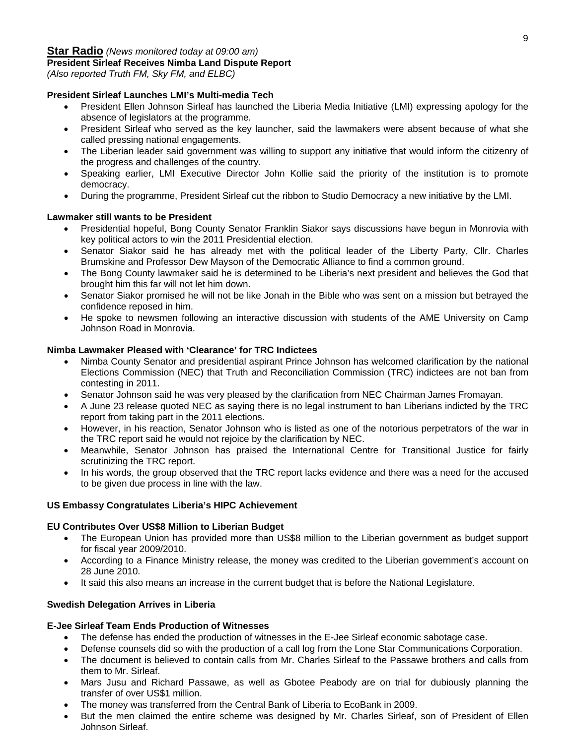**Star Radio** *(News monitored today at 09:00 am)*

**President Sirleaf Receives Nimba Land Dispute Report**

*(Also reported Truth FM, Sky FM, and ELBC)*

**President Sirleaf Launches LMI's Multi-media Tech**

- President Ellen Johnson Sirleaf has launched the Liberia Media Initiative (LMI) expressing apology for the absence of legislators at the programme.
- President Sirleaf who served as the key launcher, said the lawmakers were absent because of what she called pressing national engagements.
- The Liberian leader said government was willing to support any initiative that would inform the citizenry of the progress and challenges of the country.
- Speaking earlier, LMI Executive Director John Kollie said the priority of the institution is to promote democracy.
- During the programme, President Sirleaf cut the ribbon to Studio Democracy a new initiative by the LMI.

**Lawmaker still wants to be President**

- Presidential hopeful, Bong County Senator Franklin Siakor says discussions have begun in Monrovia with key political actors to win the 2011 Presidential election.
- Senator Siakor said he has already met with the political leader of the Liberty Party, Cllr. Charles Brumskine and Professor Dew Mayson of the Democratic Alliance to find a common ground.
- The Bong County lawmaker said he is determined to be Liberia's next president and believes the God that brought him this far will not let him down.
- Senator Siakor promised he will not be like Jonah in the Bible who was sent on a mission but betrayed the confidence reposed in him.
- He spoke to newsmen following an interactive discussion with students of the AME University on Camp Johnson Road in Monrovia.

**Nimba Lawmaker Pleased with 'Clearance' for TRC Indictees**

- Nimba County Senator and presidential aspirant Prince Johnson has welcomed clarification by the national Elections Commission (NEC) that Truth and Reconciliation Commission (TRC) indictees are not ban from contesting in 2011.
- Senator Johnson said he was very pleased by the clarification from NEC Chairman James Fromayan.
- A June 23 release quoted NEC as saying there is no legal instrument to ban Liberians indicted by the TRC report from taking part in the 2011 elections.
- However, in his reaction, Senator Johnson who is listed as one of the notorious perpetrators of the war in the TRC report said he would not rejoice by the clarification by NEC.
- Meanwhile, Senator Johnson has praised the International Centre for Transitional Justice for fairly scrutinizing the TRC report.
- In his words, the group observed that the TRC report lacks evidence and there was a need for the accused to be given due process in line with the law.

**US Embassy Congratulates Liberia's HIPC Achievement**

**EU Contributes Over US$8 Million to Liberian Budget**

- The European Union has provided more than US$8 million to the Liberian government as budget support for fiscal year 2009/2010.
- According to a Finance Ministry release, the money was credited to the Liberian government's account on 28 June 2010.
- It said this also means an increase in the current budget that is before the National Legislature.

**Swedish Delegation Arrives in Liberia**

**E-Jee Sirleaf Team Ends Production of Witnesses**

- The defense has ended the production of witnesses in the E-Jee Sirleaf economic sabotage case.
- Defense counsels did so with the production of a call log from the Lone Star Communications Corporation.
- The document is believed to contain calls from Mr. Charles Sirleaf to the Passawe brothers and calls from them to Mr. Sirleaf.
- Mars Jusu and Richard Passawe, as well as Gbotee Peabody are on trial for dubiously planning the transfer of over US$1 million.
- The money was transferred from the Central Bank of Liberia to EcoBank in 2009.
- But the men claimed the entire scheme was designed by Mr. Charles Sirleaf, son of President of Ellen Johnson Sirleaf.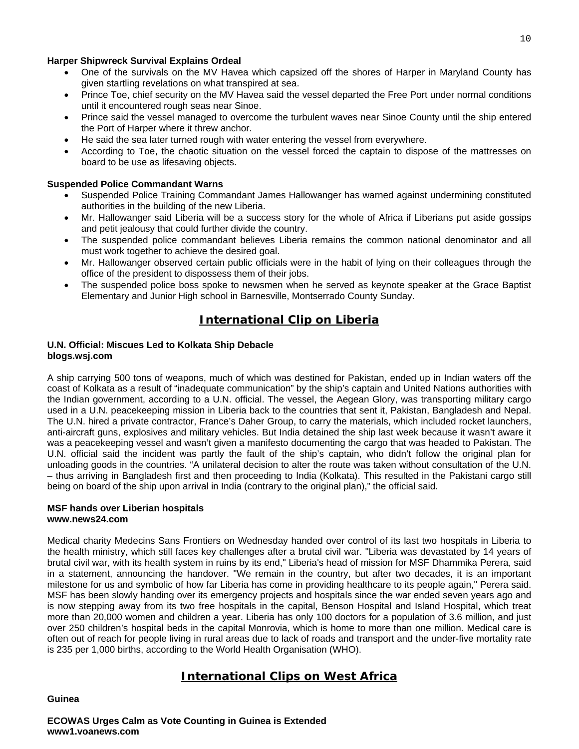**Harper Shipwreck Survival Explains Ordeal**

- One of the survivals on the MV Havea which capsized off the shores of Harper in Maryland County has given startling revelations on what transpired at sea.
- Prince Toe, chief security on the MV Havea said the vessel departed the Free Port under normal conditions until it encountered rough seas near Sinoe.
- Prince said the vessel managed to overcome the turbulent waves near Sinoe County until the ship entered the Port of Harper where it threw anchor.
- He said the sea later turned rough with water entering the vessel from everywhere.
- According to Toe, the chaotic situation on the vessel forced the captain to dispose of the mattresses on board to be use as lifesaving objects.

**Suspended Police Commandant Warns**

- Suspended Police Training Commandant James Hallowanger has warned against undermining constituted authorities in the building of the new Liberia.
- Mr. Hallowanger said Liberia will be a success story for the whole of Africa if Liberians put aside gossips and petit jealousy that could further divide the country.
- The suspended police commandant believes Liberia remains the common national denominator and all must work together to achieve the desired goal.
- Mr. Hallowanger observed certain public officials were in the habit of lying on their colleagues through the office of the president to dispossess them of their jobs.
- The suspended police boss spoke to newsmen when he served as keynote speaker at the Grace Baptist Elementary and Junior High school in Barnesville, Montserrado County Sunday.

## International Clip on Liberia

**U.N. Official: Miscues Led to Kolkata Ship Debacle**
**blogs.wsj.com**

A ship carrying 500 tons of weapons, much of which was destined for Pakistan, ended up in Indian waters off the coast of Kolkata as a result of "inadequate communication" by the ship's captain and United Nations authorities with the Indian government, according to a U.N. official. The vessel, the Aegean Glory, was transporting military cargo used in a U.N. peacekeeping mission in Liberia back to the countries that sent it, Pakistan, Bangladesh and Nepal. The U.N. hired a private contractor, France's Daher Group, to carry the materials, which included rocket launchers, anti-aircraft guns, explosives and military vehicles. But India detained the ship last week because it wasn't aware it was a peacekeeping vessel and wasn't given a manifesto documenting the cargo that was headed to Pakistan. The U.N. official said the incident was partly the fault of the ship's captain, who didn't follow the original plan for unloading goods in the countries. "A unilateral decision to alter the route was taken without consultation of the U.N. – thus arriving in Bangladesh first and then proceeding to India (Kolkata). This resulted in the Pakistani cargo still being on board of the ship upon arrival in India (contrary to the original plan)," the official said.

**MSF hands over Liberian hospitals**
**www.news24.com**

Medical charity Medecins Sans Frontiers on Wednesday handed over control of its last two hospitals in Liberia to the health ministry, which still faces key challenges after a brutal civil war. "Liberia was devastated by 14 years of brutal civil war, with its health system in ruins by its end," Liberia's head of mission for MSF Dhammika Perera, said in a statement, announcing the handover. "We remain in the country, but after two decades, it is an important milestone for us and symbolic of how far Liberia has come in providing healthcare to its people again," Perera said. MSF has been slowly handing over its emergency projects and hospitals since the war ended seven years ago and is now stepping away from its two free hospitals in the capital, Benson Hospital and Island Hospital, which treat more than 20,000 women and children a year. Liberia has only 100 doctors for a population of 3.6 million, and just over 250 children's hospital beds in the capital Monrovia, which is home to more than one million. Medical care is often out of reach for people living in rural areas due to lack of roads and transport and the under-five mortality rate is 235 per 1,000 births, according to the World Health Organisation (WHO).

## International Clips on West Africa

**Guinea**

**ECOWAS Urges Calm as Vote Counting in Guinea is Extended**
**www1.voanews.com**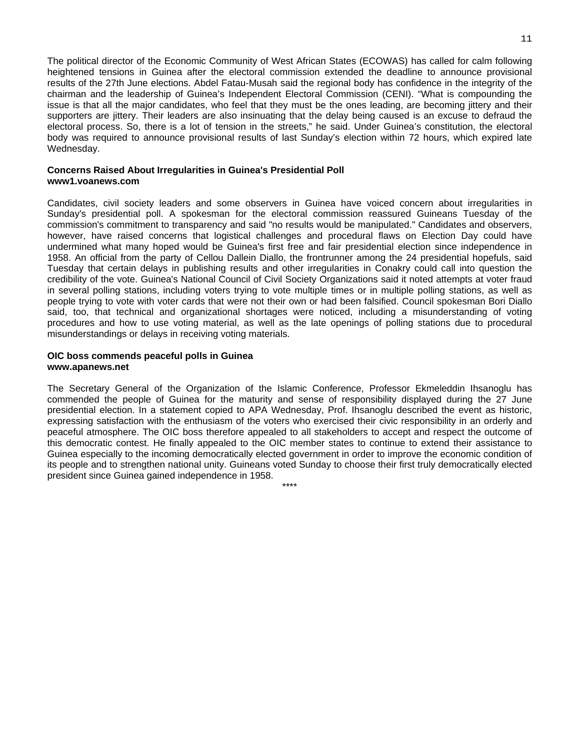The political director of the Economic Community of West African States (ECOWAS) has called for calm following heightened tensions in Guinea after the electoral commission extended the deadline to announce provisional results of the 27th June elections. Abdel Fatau-Musah said the regional body has confidence in the integrity of the chairman and the leadership of Guinea's Independent Electoral Commission (CENI). "What is compounding the issue is that all the major candidates, who feel that they must be the ones leading, are becoming jittery and their supporters are jittery. Their leaders are also insinuating that the delay being caused is an excuse to defraud the electoral process. So, there is a lot of tension in the streets," he said. Under Guinea's constitution, the electoral body was required to announce provisional results of last Sunday's election within 72 hours, which expired late Wednesday.

**Concerns Raised About Irregularities in Guinea's Presidential Poll**
**www1.voanews.com**

Candidates, civil society leaders and some observers in Guinea have voiced concern about irregularities in Sunday's presidential poll. A spokesman for the electoral commission reassured Guineans Tuesday of the commission's commitment to transparency and said "no results would be manipulated." Candidates and observers, however, have raised concerns that logistical challenges and procedural flaws on Election Day could have undermined what many hoped would be Guinea's first free and fair presidential election since independence in 1958. An official from the party of Cellou Dallein Diallo, the frontrunner among the 24 presidential hopefuls, said Tuesday that certain delays in publishing results and other irregularities in Conakry could call into question the credibility of the vote. Guinea's National Council of Civil Society Organizations said it noted attempts at voter fraud in several polling stations, including voters trying to vote multiple times or in multiple polling stations, as well as people trying to vote with voter cards that were not their own or had been falsified. Council spokesman Bori Diallo said, too, that technical and organizational shortages were noticed, including a misunderstanding of voting procedures and how to use voting material, as well as the late openings of polling stations due to procedural misunderstandings or delays in receiving voting materials.

**OIC boss commends peaceful polls in Guinea**
**www.apanews.net**

The Secretary General of the Organization of the Islamic Conference, Professor Ekmeleddin Ihsanoglu has commended the people of Guinea for the maturity and sense of responsibility displayed during the 27 June presidential election. In a statement copied to APA Wednesday, Prof. Ihsanoglu described the event as historic, expressing satisfaction with the enthusiasm of the voters who exercised their civic responsibility in an orderly and peaceful atmosphere. The OIC boss therefore appealed to all stakeholders to accept and respect the outcome of this democratic contest. He finally appealed to the OIC member states to continue to extend their assistance to Guinea especially to the incoming democratically elected government in order to improve the economic condition of its people and to strengthen national unity. Guineans voted Sunday to choose their first truly democratically elected president since Guinea gained independence in 1958.

****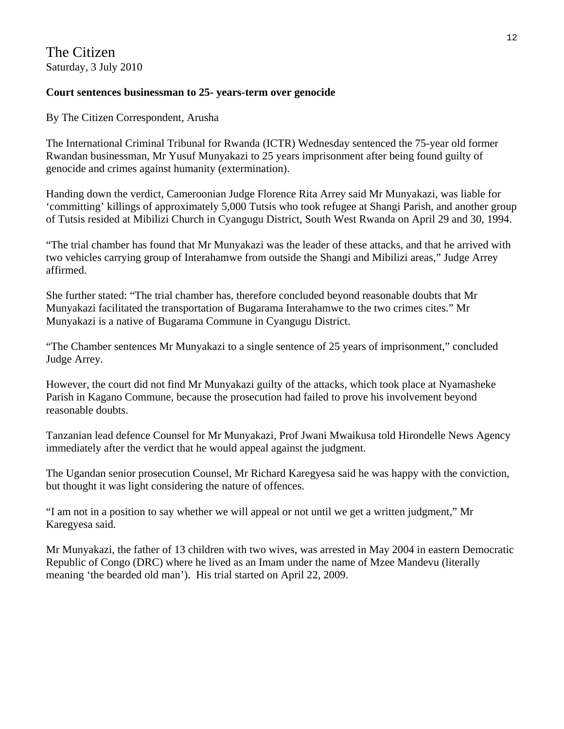The Citizen
Saturday, 3 July 2010

**Court sentences businessman to 25- years-term over genocide**

By The Citizen Correspondent, Arusha

The International Criminal Tribunal for Rwanda (ICTR) Wednesday sentenced the 75-year old former Rwandan businessman, Mr Yusuf Munyakazi to 25 years imprisonment after being found guilty of genocide and crimes against humanity (extermination).

Handing down the verdict, Cameroonian Judge Florence Rita Arrey said Mr Munyakazi, was liable for 'committing' killings of approximately 5,000 Tutsis who took refugee at Shangi Parish, and another group of Tutsis resided at Mibilizi Church in Cyangugu District, South West Rwanda on April 29 and 30, 1994.

"The trial chamber has found that Mr Munyakazi was the leader of these attacks, and that he arrived with two vehicles carrying group of Interahamwe from outside the Shangi and Mibilizi areas," Judge Arrey affirmed.

She further stated: "The trial chamber has, therefore concluded beyond reasonable doubts that Mr Munyakazi facilitated the transportation of Bugarama Interahamwe to the two crimes cites." Mr Munyakazi is a native of Bugarama Commune in Cyangugu District.

"The Chamber sentences Mr Munyakazi to a single sentence of 25 years of imprisonment," concluded Judge Arrey.

However, the court did not find Mr Munyakazi guilty of the attacks, which took place at Nyamasheke Parish in Kagano Commune, because the prosecution had failed to prove his involvement beyond reasonable doubts.

Tanzanian lead defence Counsel for Mr Munyakazi, Prof Jwani Mwaikusa told Hirondelle News Agency immediately after the verdict that he would appeal against the judgment.

The Ugandan senior prosecution Counsel, Mr Richard Karegyesa said he was happy with the conviction, but thought it was light considering the nature of offences.

"I am not in a position to say whether we will appeal or not until we get a written judgment," Mr Karegyesa said.

Mr Munyakazi, the father of 13 children with two wives, was arrested in May 2004 in eastern Democratic Republic of Congo (DRC) where he lived as an Imam under the name of Mzee Mandevu (literally meaning 'the bearded old man'). His trial started on April 22, 2009.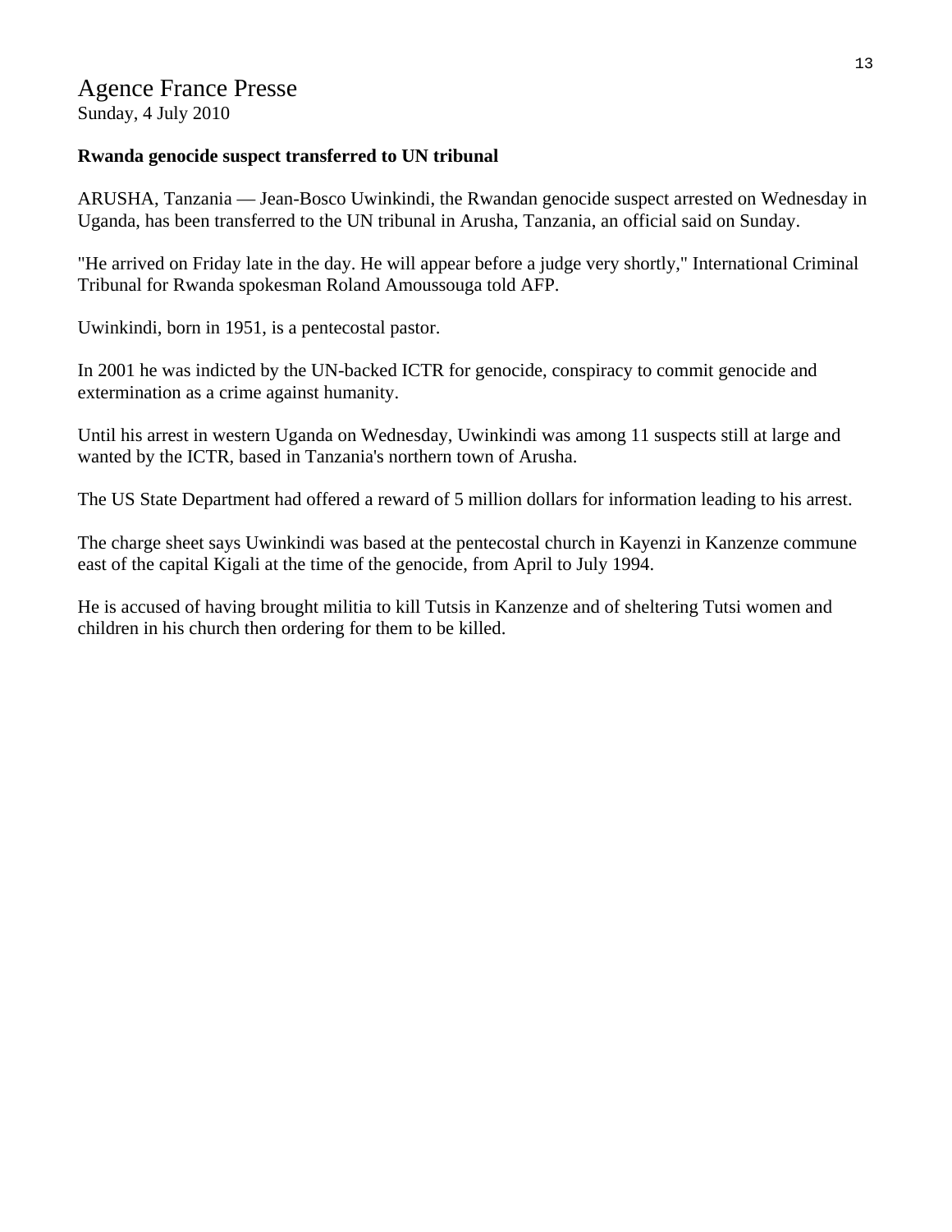# Agence France Presse

Sunday, 4 July 2010

**Rwanda genocide suspect transferred to UN tribunal**

ARUSHA, Tanzania — Jean-Bosco Uwinkindi, the Rwandan genocide suspect arrested on Wednesday in Uganda, has been transferred to the UN tribunal in Arusha, Tanzania, an official said on Sunday.

"He arrived on Friday late in the day. He will appear before a judge very shortly," International Criminal Tribunal for Rwanda spokesman Roland Amoussouga told AFP.

Uwinkindi, born in 1951, is a pentecostal pastor.

In 2001 he was indicted by the UN-backed ICTR for genocide, conspiracy to commit genocide and extermination as a crime against humanity.

Until his arrest in western Uganda on Wednesday, Uwinkindi was among 11 suspects still at large and wanted by the ICTR, based in Tanzania's northern town of Arusha.

The US State Department had offered a reward of 5 million dollars for information leading to his arrest.

The charge sheet says Uwinkindi was based at the pentecostal church in Kayenzi in Kanzenze commune east of the capital Kigali at the time of the genocide, from April to July 1994.

He is accused of having brought militia to kill Tutsis in Kanzenze and of sheltering Tutsi women and children in his church then ordering for them to be killed.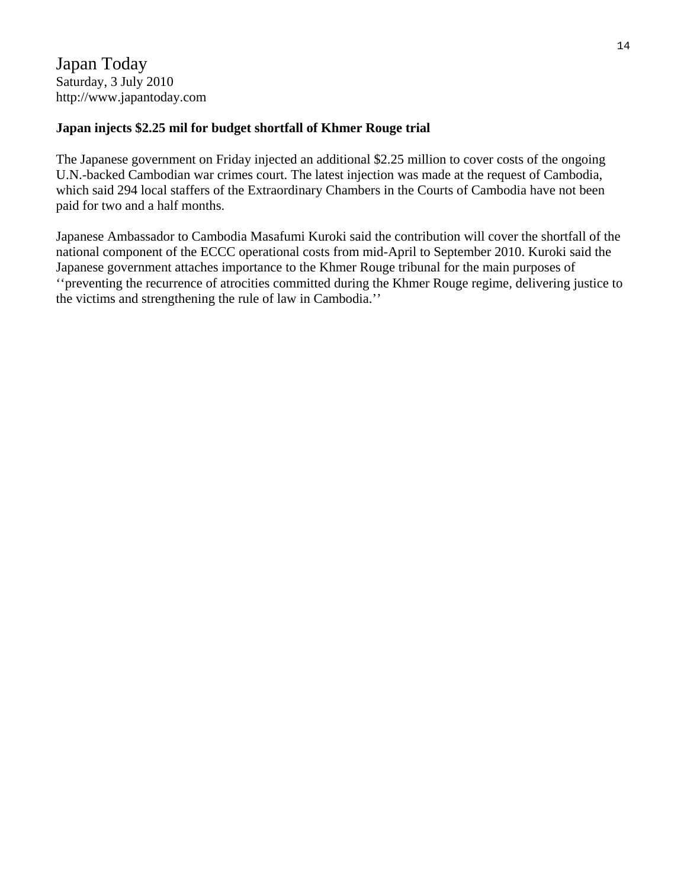Japan Today
Saturday, 3 July 2010
http://www.japantoday.com

**Japan injects $2.25 mil for budget shortfall of Khmer Rouge trial**

The Japanese government on Friday injected an additional $2.25 million to cover costs of the ongoing U.N.-backed Cambodian war crimes court. The latest injection was made at the request of Cambodia, which said 294 local staffers of the Extraordinary Chambers in the Courts of Cambodia have not been paid for two and a half months.

Japanese Ambassador to Cambodia Masafumi Kuroki said the contribution will cover the shortfall of the national component of the ECCC operational costs from mid-April to September 2010. Kuroki said the Japanese government attaches importance to the Khmer Rouge tribunal for the main purposes of ‘‘preventing the recurrence of atrocities committed during the Khmer Rouge regime, delivering justice to the victims and strengthening the rule of law in Cambodia.’’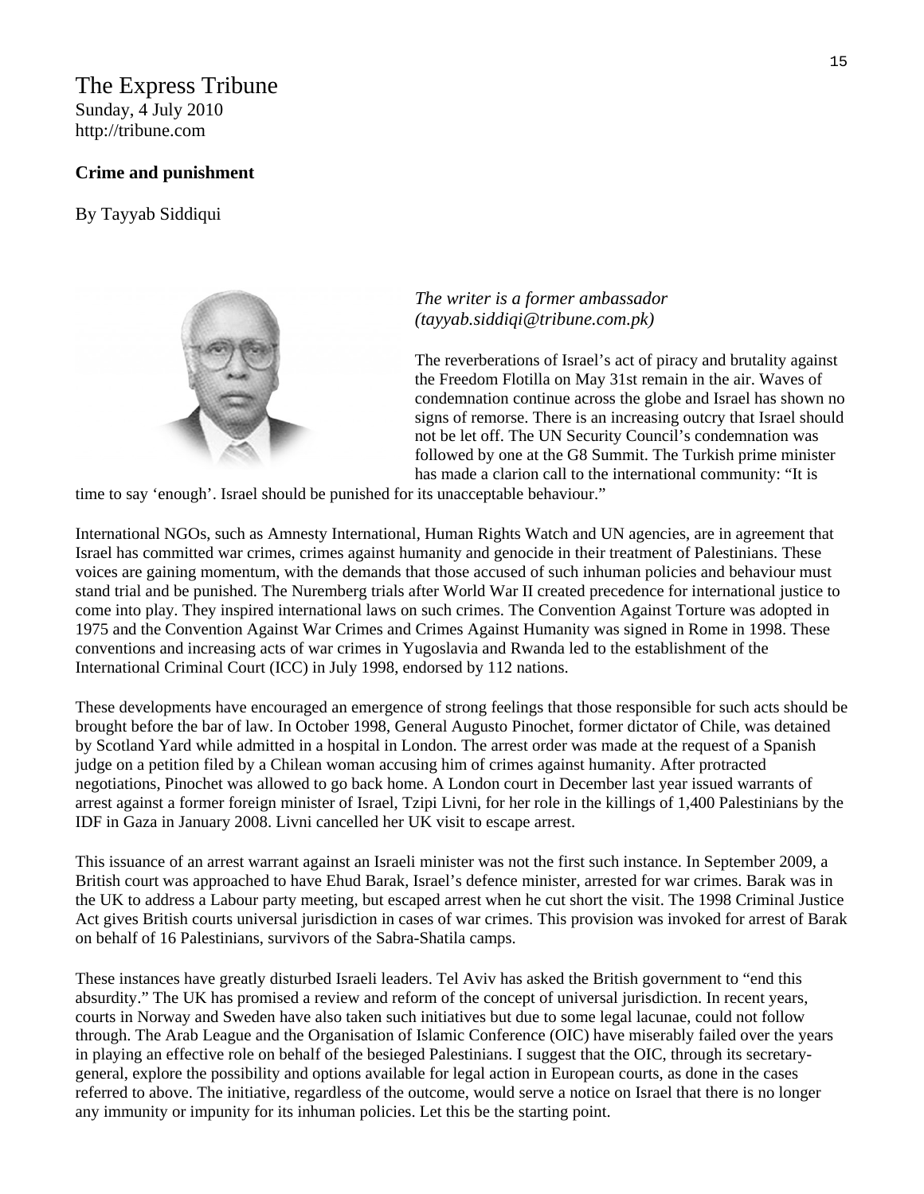The Express Tribune
Sunday, 4 July 2010
http://tribune.com

**Crime and punishment**

By Tayyab Siddiqui

*The writer is a former ambassador (tayyab.siddiqi@tribune.com.pk)*

The reverberations of Israel's act of piracy and brutality against the Freedom Flotilla on May 31st remain in the air. Waves of condemnation continue across the globe and Israel has shown no signs of remorse. There is an increasing outcry that Israel should not be let off. The UN Security Council's condemnation was followed by one at the G8 Summit. The Turkish prime minister has made a clarion call to the international community: "It is time to say 'enough'. Israel should be punished for its unacceptable behaviour."

International NGOs, such as Amnesty International, Human Rights Watch and UN agencies, are in agreement that Israel has committed war crimes, crimes against humanity and genocide in their treatment of Palestinians. These voices are gaining momentum, with the demands that those accused of such inhuman policies and behaviour must stand trial and be punished. The Nuremberg trials after World War II created precedence for international justice to come into play. They inspired international laws on such crimes. The Convention Against Torture was adopted in 1975 and the Convention Against War Crimes and Crimes Against Humanity was signed in Rome in 1998. These conventions and increasing acts of war crimes in Yugoslavia and Rwanda led to the establishment of the International Criminal Court (ICC) in July 1998, endorsed by 112 nations.

These developments have encouraged an emergence of strong feelings that those responsible for such acts should be brought before the bar of law. In October 1998, General Augusto Pinochet, former dictator of Chile, was detained by Scotland Yard while admitted in a hospital in London. The arrest order was made at the request of a Spanish judge on a petition filed by a Chilean woman accusing him of crimes against humanity. After protracted negotiations, Pinochet was allowed to go back home. A London court in December last year issued warrants of arrest against a former foreign minister of Israel, Tzipi Livni, for her role in the killings of 1,400 Palestinians by the IDF in Gaza in January 2008. Livni cancelled her UK visit to escape arrest.

This issuance of an arrest warrant against an Israeli minister was not the first such instance. In September 2009, a British court was approached to have Ehud Barak, Israel's defence minister, arrested for war crimes. Barak was in the UK to address a Labour party meeting, but escaped arrest when he cut short the visit. The 1998 Criminal Justice Act gives British courts universal jurisdiction in cases of war crimes. This provision was invoked for arrest of Barak on behalf of 16 Palestinians, survivors of the Sabra-Shatila camps.

These instances have greatly disturbed Israeli leaders. Tel Aviv has asked the British government to "end this absurdity." The UK has promised a review and reform of the concept of universal jurisdiction. In recent years, courts in Norway and Sweden have also taken such initiatives but due to some legal lacunae, could not follow through. The Arab League and the Organisation of Islamic Conference (OIC) have miserably failed over the years in playing an effective role on behalf of the besieged Palestinians. I suggest that the OIC, through its secretary-general, explore the possibility and options available for legal action in European courts, as done in the cases referred to above. The initiative, regardless of the outcome, would serve a notice on Israel that there is no longer any immunity or impunity for its inhuman policies. Let this be the starting point.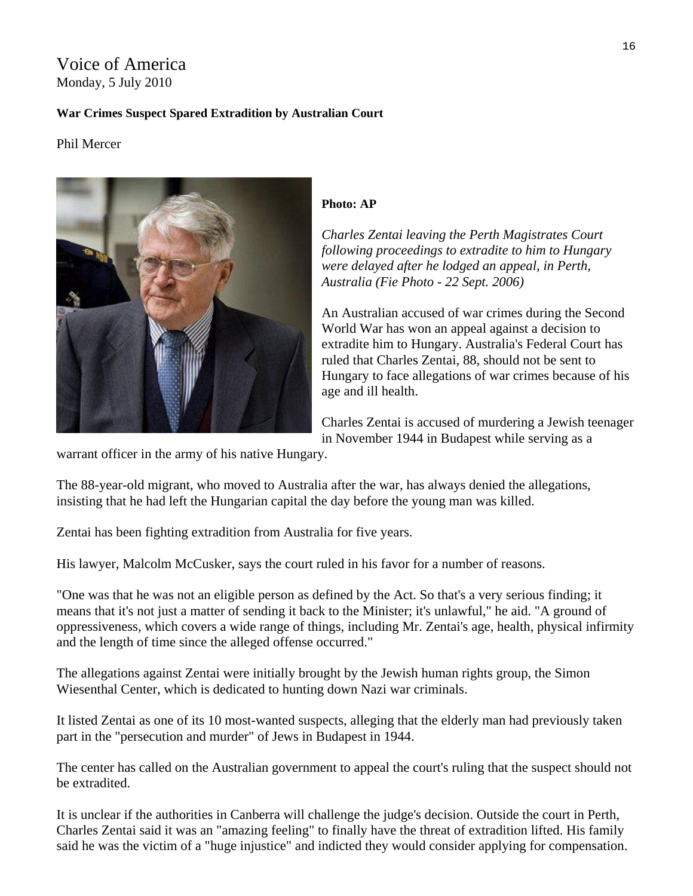Voice of America
Monday, 5 July 2010

**War Crimes Suspect Spared Extradition by Australian Court**

Phil Mercer

**Photo: AP**

*Charles Zentai leaving the Perth Magistrates Court following proceedings to extradite to him to Hungary were delayed after he lodged an appeal, in Perth, Australia (Fie Photo - 22 Sept. 2006)*

An Australian accused of war crimes during the Second World War has won an appeal against a decision to extradite him to Hungary. Australia's Federal Court has ruled that Charles Zentai, 88, should not be sent to Hungary to face allegations of war crimes because of his age and ill health.

Charles Zentai is accused of murdering a Jewish teenager in November 1944 in Budapest while serving as a warrant officer in the army of his native Hungary.

The 88-year-old migrant, who moved to Australia after the war, has always denied the allegations, insisting that he had left the Hungarian capital the day before the young man was killed.

Zentai has been fighting extradition from Australia for five years.

His lawyer, Malcolm McCusker, says the court ruled in his favor for a number of reasons.

"One was that he was not an eligible person as defined by the Act. So that's a very serious finding; it means that it's not just a matter of sending it back to the Minister; it's unlawful," he aid. "A ground of oppressiveness, which covers a wide range of things, including Mr. Zentai's age, health, physical infirmity and the length of time since the alleged offense occurred."

The allegations against Zentai were initially brought by the Jewish human rights group, the Simon Wiesenthal Center, which is dedicated to hunting down Nazi war criminals.

It listed Zentai as one of its 10 most-wanted suspects, alleging that the elderly man had previously taken part in the "persecution and murder" of Jews in Budapest in 1944.

The center has called on the Australian government to appeal the court's ruling that the suspect should not be extradited.

It is unclear if the authorities in Canberra will challenge the judge's decision. Outside the court in Perth, Charles Zentai said it was an "amazing feeling" to finally have the threat of extradition lifted. His family said he was the victim of a "huge injustice" and indicted they would consider applying for compensation.